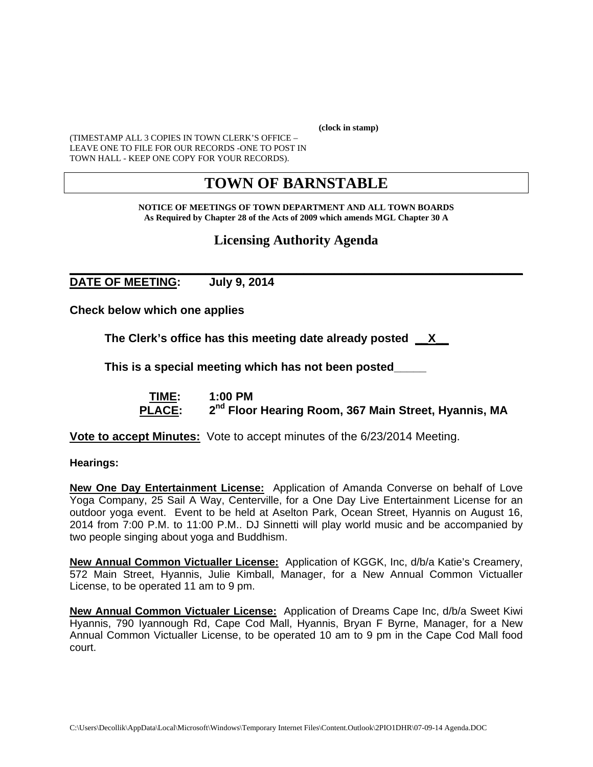**(clock in stamp)**

(TIMESTAMP ALL 3 COPIES IN TOWN CLERK'S OFFICE – LEAVE ONE TO FILE FOR OUR RECORDS -ONE TO POST IN TOWN HALL - KEEP ONE COPY FOR YOUR RECORDS).

# TOWN OF BARNSTABLE

**NOTICE OF MEETINGS OF TOWN DEPARTMENT AND ALL TOWN BOARDS**
**As Required by Chapter 28 of the Acts of 2009 which amends MGL Chapter 30 A**

## Licensing Authority Agenda

**DATE OF MEETING: July 9, 2014**

**Check below which one applies**

**The Clerk's office has this meeting date already posted \_\_X\_\_**

**This is a special meeting which has not been posted\_\_\_\_\_**

**TIME: 1:00 PM**
**PLACE: 2nd Floor Hearing Room, 367 Main Street, Hyannis, MA**

**Vote to accept Minutes:** Vote to accept minutes of the 6/23/2014 Meeting.

**Hearings:**

**New One Day Entertainment License:** Application of Amanda Converse on behalf of Love Yoga Company, 25 Sail A Way, Centerville, for a One Day Live Entertainment License for an outdoor yoga event. Event to be held at Aselton Park, Ocean Street, Hyannis on August 16, 2014 from 7:00 P.M. to 11:00 P.M.. DJ Sinnetti will play world music and be accompanied by two people singing about yoga and Buddhism.

**New Annual Common Victualler License:** Application of KGGK, Inc, d/b/a Katie's Creamery, 572 Main Street, Hyannis, Julie Kimball, Manager, for a New Annual Common Victualler License, to be operated 11 am to 9 pm.

**New Annual Common Victualer License:** Application of Dreams Cape Inc, d/b/a Sweet Kiwi Hyannis, 790 Iyannough Rd, Cape Cod Mall, Hyannis, Bryan F Byrne, Manager, for a New Annual Common Victualler License, to be operated 10 am to 9 pm in the Cape Cod Mall food court.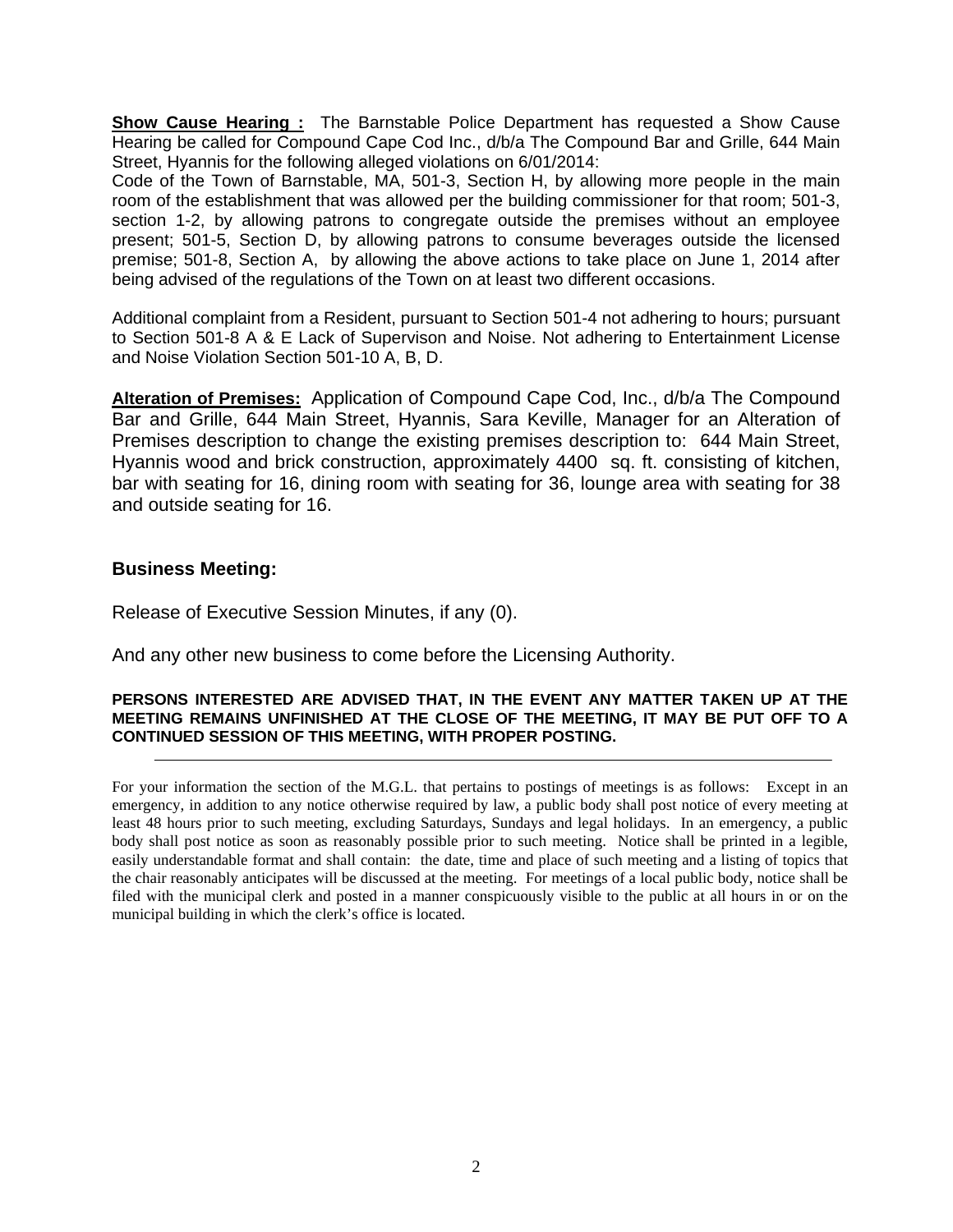**Show Cause Hearing :** The Barnstable Police Department has requested a Show Cause Hearing be called for Compound Cape Cod Inc., d/b/a The Compound Bar and Grille, 644 Main Street, Hyannis for the following alleged violations on 6/01/2014:

Code of the Town of Barnstable, MA, 501-3, Section H, by allowing more people in the main room of the establishment that was allowed per the building commissioner for that room; 501-3, section 1-2, by allowing patrons to congregate outside the premises without an employee present; 501-5, Section D, by allowing patrons to consume beverages outside the licensed premise; 501-8, Section A, by allowing the above actions to take place on June 1, 2014 after being advised of the regulations of the Town on at least two different occasions.

Additional complaint from a Resident, pursuant to Section 501-4 not adhering to hours; pursuant to Section 501-8 A & E Lack of Supervison and Noise. Not adhering to Entertainment License and Noise Violation Section 501-10 A, B, D.

**Alteration of Premises:** Application of Compound Cape Cod, Inc., d/b/a The Compound Bar and Grille, 644 Main Street, Hyannis, Sara Keville, Manager for an Alteration of Premises description to change the existing premises description to: 644 Main Street, Hyannis wood and brick construction, approximately 4400 sq. ft. consisting of kitchen, bar with seating for 16, dining room with seating for 36, lounge area with seating for 38 and outside seating for 16.

### Business Meeting:

Release of Executive Session Minutes, if any (0).

And any other new business to come before the Licensing Authority.

**PERSONS INTERESTED ARE ADVISED THAT, IN THE EVENT ANY MATTER TAKEN UP AT THE MEETING REMAINS UNFINISHED AT THE CLOSE OF THE MEETING, IT MAY BE PUT OFF TO A CONTINUED SESSION OF THIS MEETING, WITH PROPER POSTING.**

---

For your information the section of the M.G.L. that pertains to postings of meetings is as follows: Except in an emergency, in addition to any notice otherwise required by law, a public body shall post notice of every meeting at least 48 hours prior to such meeting, excluding Saturdays, Sundays and legal holidays. In an emergency, a public body shall post notice as soon as reasonably possible prior to such meeting. Notice shall be printed in a legible, easily understandable format and shall contain: the date, time and place of such meeting and a listing of topics that the chair reasonably anticipates will be discussed at the meeting. For meetings of a local public body, notice shall be filed with the municipal clerk and posted in a manner conspicuously visible to the public at all hours in or on the municipal building in which the clerk's office is located.